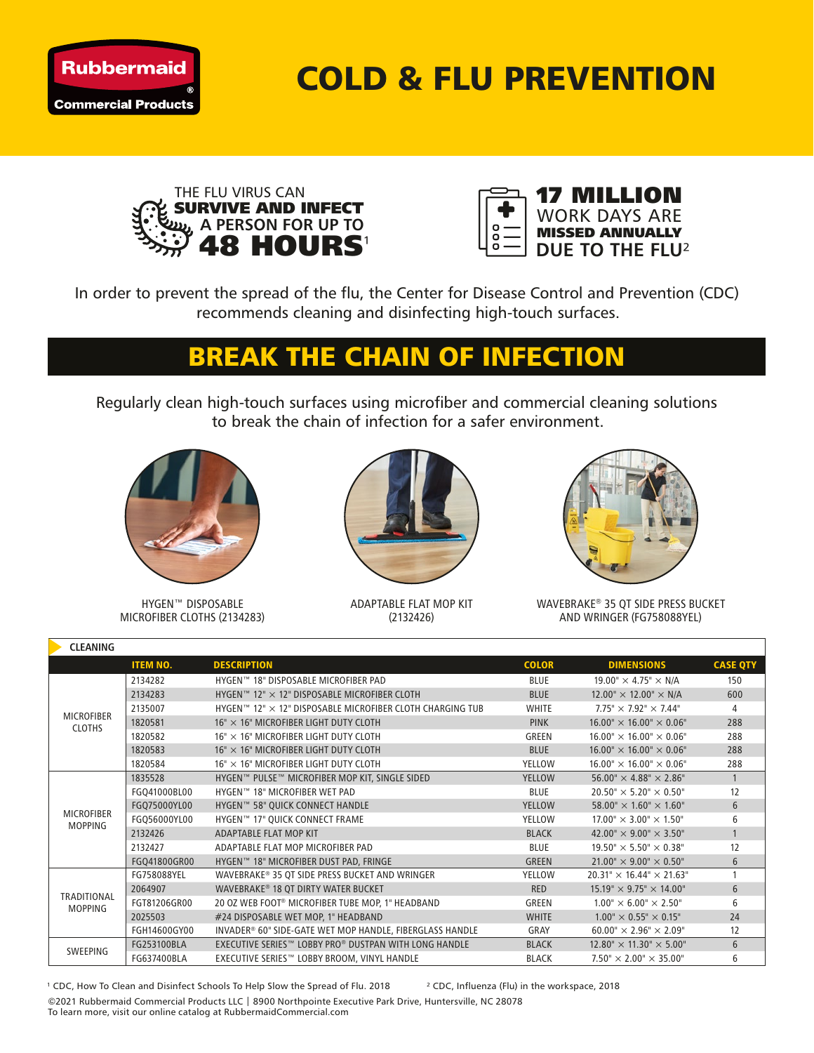Rubbermaid® Commercial Products

# COLD & FLU PREVENTION

THE FLU VIRUS CAN **SURVIVE AND INFECT** A PERSON FOR UP TO **48 HOURS**[1]

**17 MILLION** WORK DAYS ARE **MISSED ANNUALLY** DUE TO THE FLU[2]

In order to prevent the spread of the flu, the Center for Disease Control and Prevention (CDC) recommends cleaning and disinfecting high-touch surfaces.

## BREAK THE CHAIN OF INFECTION

Regularly clean high-touch surfaces using microfiber and commercial cleaning solutions to break the chain of infection for a safer environment.

HYGEN™ DISPOSABLE MICROFIBER CLOTHS (2134283)

ADAPTABLE FLAT MOP KIT (2132426)

WAVEBRAKE® 35 QT SIDE PRESS BUCKET AND WRINGER (FG758088YEL)

**CLEANING**

| | ITEM NO. | DESCRIPTION | COLOR | DIMENSIONS | CASE QTY |
|---|---|---|---|---|---|
| MICROFIBER CLOTHS | 2134282 | HYGEN™ 18" DISPOSABLE MICROFIBER PAD | BLUE | 19.00" × 4.75" × N/A | 150 |
| | 2134283 | HYGEN™ 12" × 12" DISPOSABLE MICROFIBER CLOTH | BLUE | 12.00" × 12.00" × N/A | 600 |
| | 2135007 | HYGEN™ 12" × 12" DISPOSABLE MICROFIBER CLOTH CHARGING TUB | WHITE | 7.75" × 7.92" × 7.44" | 4 |
| | 1820581 | 16" × 16" MICROFIBER LIGHT DUTY CLOTH | PINK | 16.00" × 16.00" × 0.06" | 288 |
| | 1820582 | 16" × 16" MICROFIBER LIGHT DUTY CLOTH | GREEN | 16.00" × 16.00" × 0.06" | 288 |
| | 1820583 | 16" × 16" MICROFIBER LIGHT DUTY CLOTH | BLUE | 16.00" × 16.00" × 0.06" | 288 |
| | 1820584 | 16" × 16" MICROFIBER LIGHT DUTY CLOTH | YELLOW | 16.00" × 16.00" × 0.06" | 288 |
| MICROFIBER MOPPING | 1835528 | HYGEN™ PULSE™ MICROFIBER MOP KIT, SINGLE SIDED | YELLOW | 56.00" × 4.88" × 2.86" | 1 |
| | FGQ41000BL00 | HYGEN™ 18" MICROFIBER WET PAD | BLUE | 20.50" × 5.20" × 0.50" | 12 |
| | FGQ75000YL00 | HYGEN™ 58" QUICK CONNECT HANDLE | YELLOW | 58.00" × 1.60" × 1.60" | 6 |
| | FGQ56000YL00 | HYGEN™ 17" QUICK CONNECT FRAME | YELLOW | 17.00" × 3.00" × 1.50" | 6 |
| | 2132426 | ADAPTABLE FLAT MOP KIT | BLACK | 42.00" × 9.00" × 3.50" | 1 |
| | 2132427 | ADAPTABLE FLAT MOP MICROFIBER PAD | BLUE | 19.50" × 5.50" × 0.38" | 12 |
| | FGQ41800GR00 | HYGEN™ 18" MICROFIBER DUST PAD, FRINGE | GREEN | 21.00" × 9.00" × 0.50" | 6 |
| TRADITIONAL MOPPING | FG758088YEL | WAVEBRAKE® 35 QT SIDE PRESS BUCKET AND WRINGER | YELLOW | 20.31" × 16.44" × 21.63" | 1 |
| | 2064907 | WAVEBRAKE® 18 QT DIRTY WATER BUCKET | RED | 15.19" × 9.75" × 14.00" | 6 |
| | FGT81206GR00 | 20 OZ WEB FOOT® MICROFIBER TUBE MOP, 1" HEADBAND | GREEN | 1.00" × 6.00" × 2.50" | 6 |
| | 2025503 | #24 DISPOSABLE WET MOP, 1" HEADBAND | WHITE | 1.00" × 0.55" × 0.15" | 24 |
| | FGH14600GY00 | INVADER® 60" SIDE-GATE WET MOP HANDLE, FIBERGLASS HANDLE | GRAY | 60.00" × 2.96" × 2.09" | 12 |
| SWEEPING | FG253100BLA | EXECUTIVE SERIES™ LOBBY PRO® DUSTPAN WITH LONG HANDLE | BLACK | 12.80" × 11.30" × 5.00" | 6 |
| | FG637400BLA | EXECUTIVE SERIES™ LOBBY BROOM, VINYL HANDLE | BLACK | 7.50" × 2.00" × 35.00" | 6 |

[1] CDC, How To Clean and Disinfect Schools To Help Slow the Spread of Flu. 2018 [2] CDC, Influenza (Flu) in the workspace, 2018

©2021 Rubbermaid Commercial Products LLC | 8900 Northpointe Executive Park Drive, Huntersville, NC 28078
To learn more, visit our online catalog at RubbermaidCommercial.com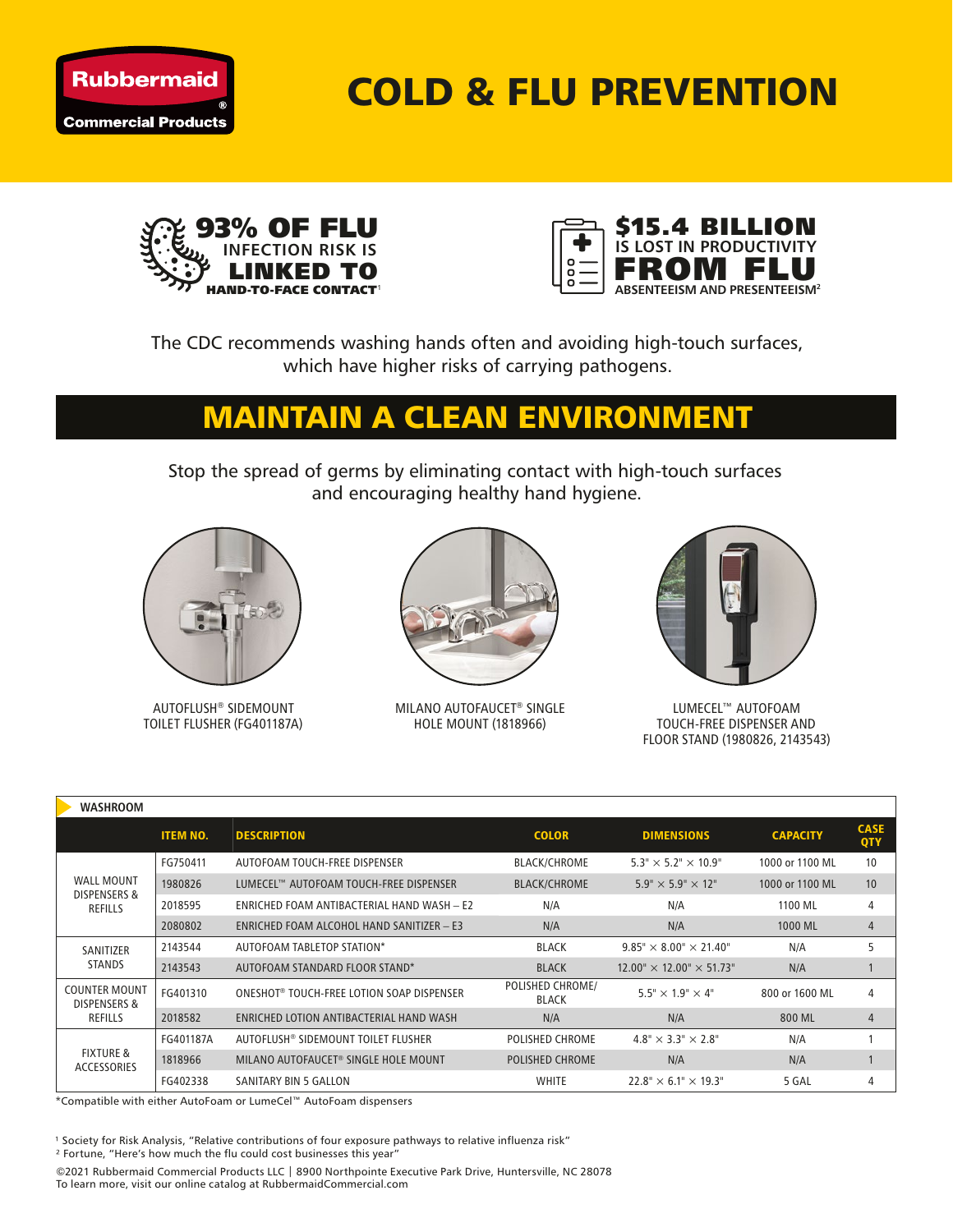Rubbermaid® Commercial Products

# COLD & FLU PREVENTION

**93% OF FLU** INFECTION RISK IS **LINKED TO** **HAND-TO-FACE CONTACT**[1]

**$15.4 BILLION** IS LOST IN PRODUCTIVITY **FROM FLU** ABSENTEEISM AND PRESENTEEISM[2]

The CDC recommends washing hands often and avoiding high-touch surfaces, which have higher risks of carrying pathogens.

## MAINTAIN A CLEAN ENVIRONMENT

Stop the spread of germs by eliminating contact with high-touch surfaces and encouraging healthy hand hygiene.

AUTOFLUSH® SIDEMOUNT TOILET FLUSHER (FG401187A)

MILANO AUTOFAUCET® SINGLE HOLE MOUNT (1818966)

LUMECEL™ AUTOFOAM TOUCH-FREE DISPENSER AND FLOOR STAND (1980826, 2143543)

### WASHROOM

| | ITEM NO. | DESCRIPTION | COLOR | DIMENSIONS | CAPACITY | CASE QTY |
|---|---|---|---|---|---|---|
| WALL MOUNT DISPENSERS & REFILLS | FG750411 | AUTOFOAM TOUCH-FREE DISPENSER | BLACK/CHROME | 5.3" × 5.2" × 10.9" | 1000 or 1100 ML | 10 |
| | 1980826 | LUMECEL™ AUTOFOAM TOUCH-FREE DISPENSER | BLACK/CHROME | 5.9" × 5.9" × 12" | 1000 or 1100 ML | 10 |
| | 2018595 | ENRICHED FOAM ANTIBACTERIAL HAND WASH – E2 | N/A | N/A | 1100 ML | 4 |
| | 2080802 | ENRICHED FOAM ALCOHOL HAND SANITIZER – E3 | N/A | N/A | 1000 ML | 4 |
| SANITIZER STANDS | 2143544 | AUTOFOAM TABLETOP STATION* | BLACK | 9.85" × 8.00" × 21.40" | N/A | 5 |
| | 2143543 | AUTOFOAM STANDARD FLOOR STAND* | BLACK | 12.00" × 12.00" × 51.73" | N/A | 1 |
| COUNTER MOUNT DISPENSERS & REFILLS | FG401310 | ONESHOT® TOUCH-FREE LOTION SOAP DISPENSER | POLISHED CHROME/ BLACK | 5.5" × 1.9" × 4" | 800 or 1600 ML | 4 |
| | 2018582 | ENRICHED LOTION ANTIBACTERIAL HAND WASH | N/A | N/A | 800 ML | 4 |
| FIXTURE & ACCESSORIES | FG401187A | AUTOFLUSH® SIDEMOUNT TOILET FLUSHER | POLISHED CHROME | 4.8" × 3.3" × 2.8" | N/A | 1 |
| | 1818966 | MILANO AUTOFAUCET® SINGLE HOLE MOUNT | POLISHED CHROME | N/A | N/A | 1 |
| | FG402338 | SANITARY BIN 5 GALLON | WHITE | 22.8" × 6.1" × 19.3" | 5 GAL | 4 |

*Compatible with either AutoFoam or LumeCel™ AutoFoam dispensers

[1] Society for Risk Analysis, "Relative contributions of four exposure pathways to relative influenza risk"
[2] Fortune, "Here's how much the flu could cost businesses this year"

©2021 Rubbermaid Commercial Products LLC | 8900 Northpointe Executive Park Drive, Huntersville, NC 28078
To learn more, visit our online catalog at RubbermaidCommercial.com